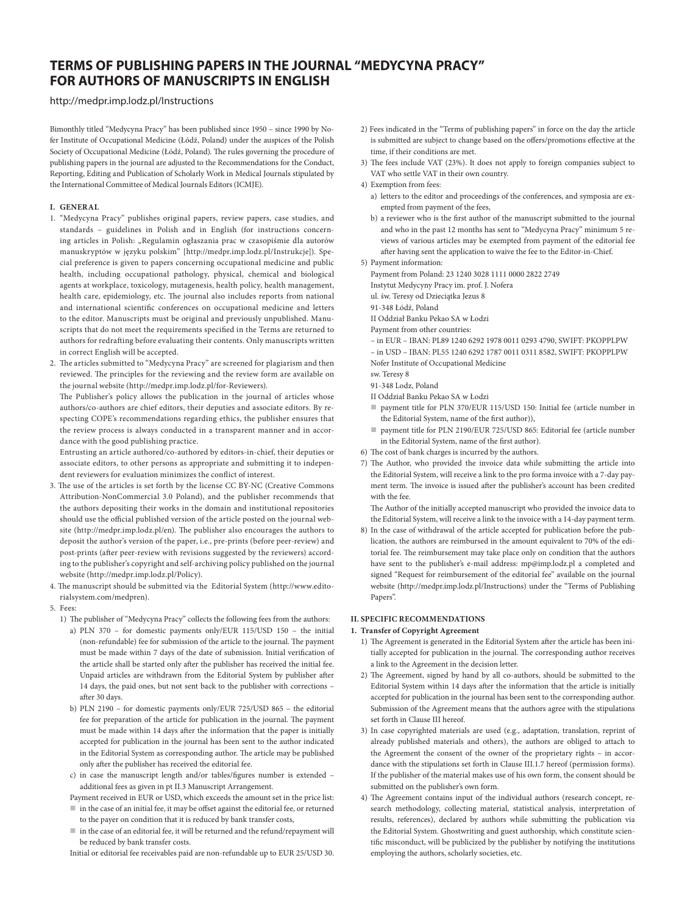# TERMS OF PUBLISHING PAPERS IN THE JOURNAL "MEDYCYNA PRACY" FOR AUTHORS OF MANUSCRIPTS IN ENGLISH

http://medpr.imp.lodz.pl/Instructions

Bimonthly titled "Medycyna Pracy" has been published since 1950 – since 1990 by Nofer Institute of Occupational Medicine (Łódź, Poland) under the auspices of the Polish Society of Occupational Medicine (Łódź, Poland). The rules governing the procedure of publishing papers in the journal are adjusted to the Recommendations for the Conduct, Reporting, Editing and Publication of Scholarly Work in Medical Journals stipulated by the International Committee of Medical Journals Editors (ICMJE).

## I. GENERAL

1. "Medycyna Pracy" publishes original papers, review papers, case studies, and standards – guidelines in Polish and in English (for instructions concerning articles in Polish: „Regulamin ogłaszania prac w czasopiśmie dla autorów manuskryptów w języku polskim" [http://medpr.imp.lodz.pl/Instrukcje]). Special preference is given to papers concerning occupational medicine and public health, including occupational pathology, physical, chemical and biological agents at workplace, toxicology, mutagenesis, health policy, health management, health care, epidemiology, etc. The journal also includes reports from national and international scientific conferences on occupational medicine and letters to the editor. Manuscripts must be original and previously unpublished. Manuscripts that do not meet the requirements specified in the Terms are returned to authors for redrafting before evaluating their contents. Only manuscripts written in correct English will be accepted.
2. The articles submitted to "Medycyna Pracy" are screened for plagiarism and then reviewed. The principles for the reviewing and the review form are available on the journal website (http://medpr.imp.lodz.pl/for-Reviewers).

   The Publisher's policy allows the publication in the journal of articles whose authors/co-authors are chief editors, their deputies and associate editors. By respecting COPE's recommendations regarding ethics, the publisher ensures that the review process is always conducted in a transparent manner and in accordance with the good publishing practice.

   Entrusting an article authored/co-authored by editors-in-chief, their deputies or associate editors, to other persons as appropriate and submitting it to independent reviewers for evaluation minimizes the conflict of interest.
3. The use of the articles is set forth by the license CC BY-NC (Creative Commons Attribution-NonCommercial 3.0 Poland), and the publisher recommends that the authors depositing their works in the domain and institutional repositories should use the official published version of the article posted on the journal website (http://medpr.imp.lodz.pl/en). The publisher also encourages the authors to deposit the author's version of the paper, i.e., pre-prints (before peer-review) and post-prints (after peer-review with revisions suggested by the reviewers) according to the publisher's copyright and self-archiving policy published on the journal website (http://medpr.imp.lodz.pl/Policy).
4. The manuscript should be submitted via the Editorial System (http://www.editorialsystem.com/medpren).
5. Fees:
   1) The publisher of "Medycyna Pracy" collects the following fees from the authors:
      a) PLN 370 – for domestic payments only/EUR 115/USD 150 – the initial (non-refundable) fee for submission of the article to the journal. The payment must be made within 7 days of the date of submission. Initial verification of the article shall be started only after the publisher has received the initial fee. Unpaid articles are withdrawn from the Editorial System by publisher after 14 days, the paid ones, but not sent back to the publisher with corrections – after 30 days.
      b) PLN 2190 – for domestic payments only/EUR 725/USD 865 – the editorial fee for preparation of the article for publication in the journal. The payment must be made within 14 days after the information that the paper is initially accepted for publication in the journal has been sent to the author indicated in the Editorial System as corresponding author. The article may be published only after the publisher has received the editorial fee.
      c) in case the manuscript length and/or tables/figures number is extended – additional fees as given in pt II.3 Manuscript Arrangement.

      Payment received in EUR or USD, which exceeds the amount set in the price list:
      - in the case of an initial fee, it may be offset against the editorial fee, or returned to the payer on condition that it is reduced by bank transfer costs,
      - in the case of an editorial fee, it will be returned and the refund/repayment will be reduced by bank transfer costs.

      Initial or editorial fee receivables paid are non-refundable up to EUR 25/USD 30.
   2) Fees indicated in the "Terms of publishing papers" in force on the day the article is submitted are subject to change based on the offers/promotions effective at the time, if their conditions are met.
   3) The fees include VAT (23%). It does not apply to foreign companies subject to VAT who settle VAT in their own country.
   4) Exemption from fees:
      a) letters to the editor and proceedings of the conferences, and symposia are exempted from payment of the fees,
      b) a reviewer who is the first author of the manuscript submitted to the journal and who in the past 12 months has sent to "Medycyna Pracy" minimum 5 reviews of various articles may be exempted from payment of the editorial fee after having sent the application to waive the fee to the Editor-in-Chief.
   5) Payment information:

      Payment from Poland: 23 1240 3028 1111 0000 2822 2749
      Instytut Medycyny Pracy im. prof. J. Nofera
      ul. św. Teresy od Dzieciątka Jezus 8
      91-348 Łódź, Poland
      II Oddział Banku Pekao SA w Łodzi

      Payment from other countries:
      – in EUR – IBAN: PL89 1240 6292 1978 0011 0293 4790, SWIFT: PKOPPLPW
      – in USD – IBAN: PL55 1240 6292 1787 0011 0311 8582, SWIFT: PKOPPLPW
      Nofer Institute of Occupational Medicine
      sw. Teresy 8
      91-348 Lodz, Poland
      II Oddział Banku Pekao SA w Łodzi
      - payment title for PLN 370/EUR 115/USD 150: Initial fee (article number in the Editorial System, name of the first author)),
      - payment title for PLN 2190/EUR 725/USD 865: Editorial fee (article number in the Editorial System, name of the first author).
   6) The cost of bank charges is incurred by the authors.
   7) The Author, who provided the invoice data while submitting the article into the Editorial System, will receive a link to the pro forma invoice with a 7-day payment term. The invoice is issued after the publisher's account has been credited with the fee.

      The Author of the initially accepted manuscript who provided the invoice data to the Editorial System, will receive a link to the invoice with a 14-day payment term.
   8) In the case of withdrawal of the article accepted for publication before the publication, the authors are reimbursed in the amount equivalent to 70% of the editorial fee. The reimbursement may take place only on condition that the authors have sent to the publisher's e-mail address: mp@imp.lodz.pl a completed and signed "Request for reimbursement of the editorial fee" available on the journal website (http://medpr.imp.lodz.pl/Instructions) under the "Terms of Publishing Papers".

## II. SPECIFIC RECOMMENDATIONS

### 1. Transfer of Copyright Agreement

1) The Agreement is generated in the Editorial System after the article has been initially accepted for publication in the journal. The corresponding author receives a link to the Agreement in the decision letter.
2) The Agreement, signed by hand by all co-authors, should be submitted to the Editorial System within 14 days after the information that the article is initially accepted for publication in the journal has been sent to the corresponding author. Submission of the Agreement means that the authors agree with the stipulations set forth in Clause III hereof.
3) In case copyrighted materials are used (e.g., adaptation, translation, reprint of already published materials and others), the authors are obliged to attach to the Agreement the consent of the owner of the proprietary rights – in accordance with the stipulations set forth in Clause III.1.7 hereof (permission forms). If the publisher of the material makes use of his own form, the consent should be submitted on the publisher's own form.
4) The Agreement contains input of the individual authors (research concept, research methodology, collecting material, statistical analysis, interpretation of results, references), declared by authors while submitting the publication via the Editorial System. Ghostwriting and guest authorship, which constitute scientific misconduct, will be publicized by the publisher by notifying the institutions employing the authors, scholarly societies, etc.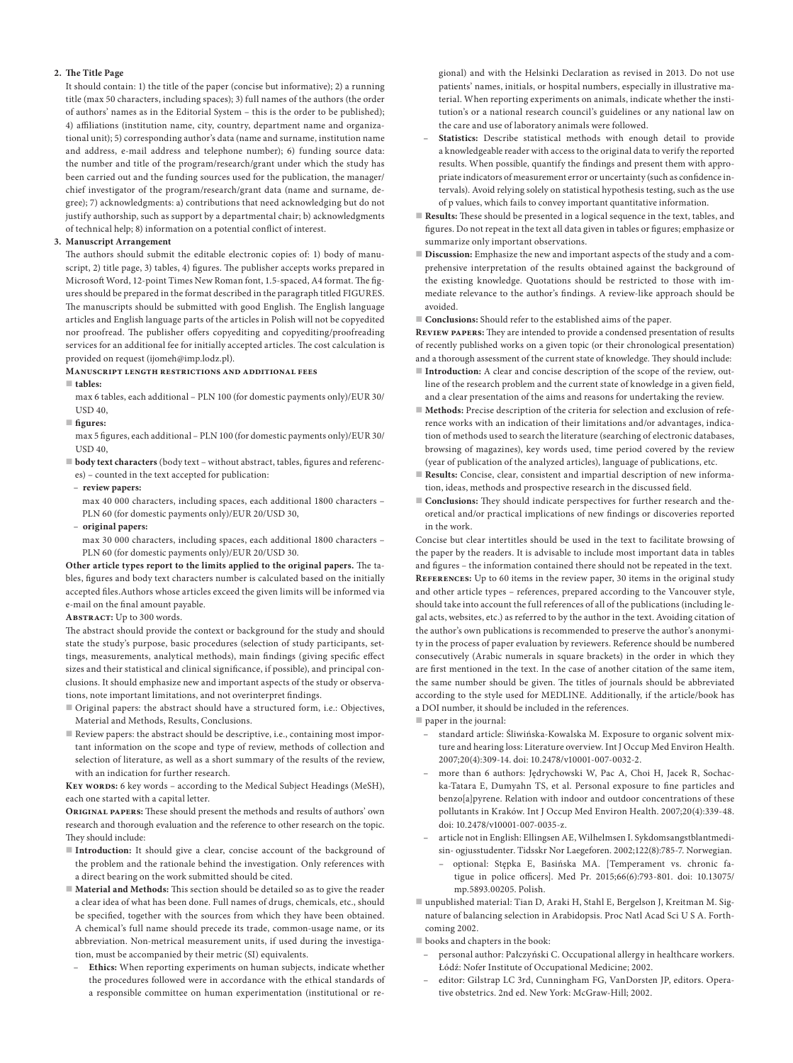2. **The Title Page**

   It should contain: 1) the title of the paper (concise but informative); 2) a running title (max 50 characters, including spaces); 3) full names of the authors (the order of authors' names as in the Editorial System – this is the order to be published); 4) affiliations (institution name, city, country, department name and organizational unit); 5) corresponding author's data (name and surname, institution name and address, e-mail address and telephone number); 6) funding source data: the number and title of the program/research/grant under which the study has been carried out and the funding sources used for the publication, the manager/chief investigator of the program/research/grant data (name and surname, degree); 7) acknowledgments: a) contributions that need acknowledging but do not justify authorship, such as support by a departmental chair; b) acknowledgments of technical help; 8) information on a potential conflict of interest.

3. **Manuscript Arrangement**

   The authors should submit the editable electronic copies of: 1) body of manuscript, 2) title page, 3) tables, 4) figures. The publisher accepts works prepared in Microsoft Word, 12-point Times New Roman font, 1.5-spaced, A4 format. The figures should be prepared in the format described in the paragraph titled FIGURES. The manuscripts should be submitted with good English. The English language articles and English language parts of the articles in Polish will not be copyedited nor proofread. The publisher offers copyediting and copyediting/proofreading services for an additional fee for initially accepted articles. The cost calculation is provided on request (ijomeh@imp.lodz.pl).

   **Manuscript length restrictions and additional fees**

   - **tables:**

     max 6 tables, each additional – PLN 100 (for domestic payments only)/EUR 30/USD 40,
   - **figures:**

     max 5 figures, each additional – PLN 100 (for domestic payments only)/EUR 30/USD 40,
   - **body text characters** (body text – without abstract, tables, figures and references) – counted in the text accepted for publication:
     - **review papers:**

       max 40 000 characters, including spaces, each additional 1800 characters – PLN 60 (for domestic payments only)/EUR 20/USD 30,
     - **original papers:**

       max 30 000 characters, including spaces, each additional 1800 characters – PLN 60 (for domestic payments only)/EUR 20/USD 30.

   **Other article types report to the limits applied to the original papers.** The tables, figures and body text characters number is calculated based on the initially accepted files.Authors whose articles exceed the given limits will be informed via e-mail on the final amount payable.

   **Abstract:** Up to 300 words.

   The abstract should provide the context or background for the study and should state the study's purpose, basic procedures (selection of study participants, settings, measurements, analytical methods), main findings (giving specific effect sizes and their statistical and clinical significance, if possible), and principal conclusions. It should emphasize new and important aspects of the study or observations, note important limitations, and not overinterpret findings.

   - Original papers: the abstract should have a structured form, i.e.: Objectives, Material and Methods, Results, Conclusions.
   - Review papers: the abstract should be descriptive, i.e., containing most important information on the scope and type of review, methods of collection and selection of literature, as well as a short summary of the results of the review, with an indication for further research.

   **Key words:** 6 key words – according to the Medical Subject Headings (MeSH), each one started with a capital letter.

   **Original papers:** These should present the methods and results of authors' own research and thorough evaluation and the reference to other research on the topic. They should include:

   - **Introduction:** It should give a clear, concise account of the background of the problem and the rationale behind the investigation. Only references with a direct bearing on the work submitted should be cited.
   - **Material and Methods:** This section should be detailed so as to give the reader a clear idea of what has been done. Full names of drugs, chemicals, etc., should be specified, together with the sources from which they have been obtained. A chemical's full name should precede its trade, common-usage name, or its abbreviation. Non-metrical measurement units, if used during the investigation, must be accompanied by their metric (SI) equivalents.
     - **Ethics:** When reporting experiments on human subjects, indicate whether the procedures followed were in accordance with the ethical standards of a responsible committee on human experimentation (institutional or regional) and with the Helsinki Declaration as revised in 2013. Do not use patients' names, initials, or hospital numbers, especially in illustrative material. When reporting experiments on animals, indicate whether the institution's or a national research council's guidelines or any national law on the care and use of laboratory animals were followed.
     - **Statistics:** Describe statistical methods with enough detail to provide a knowledgeable reader with access to the original data to verify the reported results. When possible, quantify the findings and present them with appropriate indicators of measurement error or uncertainty (such as confidence intervals). Avoid relying solely on statistical hypothesis testing, such as the use of p values, which fails to convey important quantitative information.
   - **Results:** These should be presented in a logical sequence in the text, tables, and figures. Do not repeat in the text all data given in tables or figures; emphasize or summarize only important observations.
   - **Discussion:** Emphasize the new and important aspects of the study and a comprehensive interpretation of the results obtained against the background of the existing knowledge. Quotations should be restricted to those with immediate relevance to the author's findings. A review-like approach should be avoided.
   - **Conclusions:** Should refer to the established aims of the paper.

   **Review papers:** They are intended to provide a condensed presentation of results of recently published works on a given topic (or their chronological presentation) and a thorough assessment of the current state of knowledge. They should include:

   - **Introduction:** A clear and concise description of the scope of the review, outline of the research problem and the current state of knowledge in a given field, and a clear presentation of the aims and reasons for undertaking the review.
   - **Methods:** Precise description of the criteria for selection and exclusion of reference works with an indication of their limitations and/or advantages, indication of methods used to search the literature (searching of electronic databases, browsing of magazines), key words used, time period covered by the review (year of publication of the analyzed articles), language of publications, etc.
   - **Results:** Concise, clear, consistent and impartial description of new information, ideas, methods and prospective research in the discussed field.
   - **Conclusions:** They should indicate perspectives for further research and theoretical and/or practical implications of new findings or discoveries reported in the work.

   Concise but clear intertitles should be used in the text to facilitate browsing of the paper by the readers. It is advisable to include most important data in tables and figures – the information contained there should not be repeated in the text.

   **References:** Up to 60 items in the review paper, 30 items in the original study and other article types – references, prepared according to the Vancouver style, should take into account the full references of all of the publications (including legal acts, websites, etc.) as referred to by the author in the text. Avoiding citation of the author's own publications is recommended to preserve the author's anonymity in the process of paper evaluation by reviewers. Reference should be numbered consecutively (Arabic numerals in square brackets) in the order in which they are first mentioned in the text. In the case of another citation of the same item, the same number should be given. The titles of journals should be abbreviated according to the style used for MEDLINE. Additionally, if the article/book has a DOI number, it should be included in the references.

   - paper in the journal:
     - standard article: Śliwińska-Kowalska M. Exposure to organic solvent mixture and hearing loss: Literature overview. Int J Occup Med Environ Health. 2007;20(4):309-14. doi: 10.2478/v10001-007-0032-2.
     - more than 6 authors: Jędrychowski W, Pac A, Choi H, Jacek R, Sochacka-Tatara E, Dumyahn TS, et al. Personal exposure to fine particles and benzo[a]pyrene. Relation with indoor and outdoor concentrations of these pollutants in Kraków. Int J Occup Med Environ Health. 2007;20(4):339-48. doi: 10.2478/v10001-007-0035-z.
     - article not in English: Ellingsen AE, Wilhelmsen I. Sykdomsangstblantmedisin- ogjusstudenter. Tidsskr Nor Laegeforen. 2002;122(8):785-7. Norwegian.
       - optional: Stępka E, Basińska MA. [Temperament vs. chronic fatigue in police officers]. Med Pr. 2015;66(6):793-801. doi: 10.13075/mp.5893.00205. Polish.
   - unpublished material: Tian D, Araki H, Stahl E, Bergelson J, Kreitman M. Signature of balancing selection in Arabidopsis. Proc Natl Acad Sci U S A. Forthcoming 2002.
   - books and chapters in the book:
     - personal author: Pałczyński C. Occupational allergy in healthcare workers. Łódź: Nofer Institute of Occupational Medicine; 2002.
     - editor: Gilstrap LC 3rd, Cunningham FG, VanDorsten JP, editors. Operative obstetrics. 2nd ed. New York: McGraw-Hill; 2002.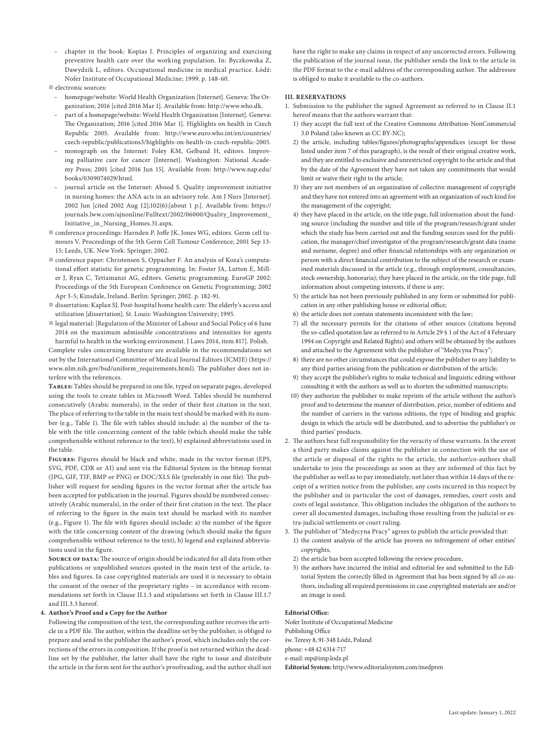- chapter in the book: Kopias J. Principles of organizing and exercising preventive health care over the working population. In: Byczkowska Z, Dawydzik L, editors. Occupational medicine in medical practice. Łódź: Nofer Institute of Occupational Medicine; 1999. p. 148-60.

■ electronic sources:
- homepage/website: World Health Organization [Internet]. Geneva: The Organization; 2016 [cited 2016 Mar 1]. Available from: http://www.who.dk.
- part of a homepage/website: World Health Organization [Internet]. Geneva: The Organization; 2016 [cited 2016 Mar 1]. Highlights on health in Czech Republic 2005. Available from: http://www.euro.who.int/en/countries/czech-republic/publications3/highlights-on-health-in-czech-republic-2005.
- monograph on the Internet: Foley KM, Gelband H, editors. Improving palliative care for cancer [Internet]. Washington: National Academy Press; 2001 [cited 2016 Jun 15]. Available from: http://www.nap.edu/books/0309074029/html.
- journal article on the Internet: Abood S. Quality improvement initiative in nursing homes: the ANA acts in an advisory role. Am J Nurs [Internet]. 2002 Jun [cited 2002 Aug 12];102(6):[about 1 p.]. Available from: https://journals.lww.com/ajnonline/Fulltext/2002/06000/Quality_Improvement_Initiative_in_Nursing_Homes.31.aspx.

■ conference proceedings: Harnden P, Joffe JK, Jones WG, editors. Germ cell tumours V. Proceedings of the 5th Germ Cell Tumour Conference; 2001 Sep 13-15; Leeds, UK. New York: Springer; 2002.

■ conference paper: Christensen S, Oppacher F. An analysis of Koza's computational effort statistic for genetic programming. In: Foster JA, Lutton E, Miller J, Ryan C, Tettamanzi AG, editors. Genetic programming. EuroGP 2002: Proceedings of the 5th European Conference on Genetic Programming; 2002 Apr 3-5; Kinsdale, Ireland. Berlin: Springer; 2002. p. 182-91.

■ dissertation: Kaplan SJ. Post-hospital home health care: The elderly's access and utilization [dissertation]. St. Louis: Washington University; 1995.

■ legal material: [Regulation of the Minister of Labour and Social Policy of 6 June 2014 on the maximum admissible concentrations and intensities for agents harmful to health in the working environment. J Laws 2014, item 817]. Polish.

Complete rules concerning literature are available in the recommendations set out by the International Committee of Medical Journal Editors (ICMJE) (https://www.nlm.nih.gov/bsd/uniform_requirements.html). The publisher does not interfere with the references.

**Tables:** Tables should be prepared in one file, typed on separate pages, developed using the tools to create tables in Microsoft Word. Tables should be numbered consecutively (Arabic numerals), in the order of their first citation in the text. The place of referring to the table in the main text should be marked with its number (e.g., Table 1). The file with tables should include: a) the number of the table with the title concerning content of the table (which should make the table comprehensible without reference to the text), b) explained abbreviations used in the table.

**Figures:** Figures should be black and white, made in the vector format (EPS, SVG, PDF, CDR or AI) and sent via the Editorial System in the bitmap format (JPG, GIF, TIF, BMP or PNG) or DOC/XLS file (preferably in one file). The publisher will request for sending figures in the vector format after the article has been accepted for publication in the journal. Figures should be numbered consecutively (Arabic numerals), in the order of their first citation in the text. The place of referring to the figure in the main text should be marked with its number (e.g., Figure 1). The file with figures should include: a) the number of the figure with the title concerning content of the drawing (which should make the figure comprehensible without reference to the text), b) legend and explained abbreviations used in the figure.

**Source of data:** The source of origin should be indicated for all data from other publications or unpublished sources quoted in the main text of the article, tables and figures. In case copyrighted materials are used it is necessary to obtain the consent of the owner of the proprietary rights – in accordance with recommendations set forth in Clause II.1.3 and stipulations set forth in Clause III.1.7 and III.3.3 hereof.

**4. Author's Proof and a Copy for the Author**

Following the composition of the text, the corresponding author receives the article in a PDF file. The author, within the deadline set by the publisher, is obliged to prepare and send to the publisher the author's proof, which includes only the corrections of the errors in composition. If the proof is not returned within the deadline set by the publisher, the latter shall have the right to issue and distribute the article in the form sent for the author's proofreading, and the author shall not have the right to make any claims in respect of any uncorrected errors. Following the publication of the journal issue, the publisher sends the link to the article in the PDF format to the e-mail address of the corresponding author. The addressee is obliged to make it available to the co-authors.

### III. RESERVATIONS

1. Submission to the publisher the signed Agreement as referred to in Clause II.1 hereof means that the authors warrant that:
   1) they accept the full text of the Creative Commons Attribution-NonCommercial 3.0 Poland (also known as CC BY-NC);
   2) the article, including tables/figures/photographs/appendices (except for those listed under item 7 of this paragraph), is the result of their original creative work, and they are entitled to exclusive and unrestricted copyright to the article and that by the date of the Agreement they have not taken any commitments that would limit or waive their right to the article;
   3) they are not members of an organization of collective management of copyright and they have not entered into an agreement with an organization of such kind for the management of the copyright;
   4) they have placed in the article, on the title page, full information about the funding source (including the number and title of the program/research/grant under which the study has been carried out and the funding sources used for the publication, the manager/chief investigator of the program/research/grant data (name and surname, degree) and other financial relationships with any organization or person with a direct financial contribution to the subject of the research or examined materials discussed in the article (e.g., through employment, consultancies, stock ownership, honoraria); they have placed in the article, on the title page, full information about competing interests, if there is any;
   5) the article has not been previously published in any form or submitted for publication in any other publishing house or editorial office;
   6) the article does not contain statements inconsistent with the law;
   7) all the necessary permits for the citations of other sources (citations beyond the so-called quotation law as referred to in Article 29 § 1 of the Act of 4 February 1994 on Copyright and Related Rights) and others will be obtained by the authors and attached to the Agreement with the publisher of "Medycyna Pracy";
   8) there are no other circumstances that could expose the publisher to any liability to any third parties arising from the publication or distribution of the article;
   9) they accept the publisher's rights to make technical and linguistic editing without consulting it with the authors as well as to shorten the submitted manuscripts;
   10) they authorize the publisher to make reprints of the article without the author's proof and to determine the manner of distribution, price, number of editions and the number of carriers in the various editions, the type of binding and graphic design in which the article will be distributed, and to advertise the publisher's or third parties' products.
2. The authors bear full responsibility for the veracity of these warrants. In the event a third party makes claims against the publisher in connection with the use of the article or disposal of the rights to the article, the author/co-authors shall undertake to join the proceedings as soon as they are informed of this fact by the publisher as well as to pay immediately, not later than within 14 days of the receipt of a written notice from the publisher, any costs incurred in this respect by the publisher and in particular the cost of damages, remedies, court costs and costs of legal assistance. This obligation includes the obligation of the authors to cover all documented damages, including those resulting from the judicial or extra-judicial settlements or court ruling.
3. The publisher of "Medycyna Pracy" agrees to publish the article provided that:
   1) the content analysis of the article has proven no infringement of other entities' copyrights,
   2) the article has been accepted following the review procedure,
   3) the authors have incurred the initial and editorial fee and submitted to the Editorial System the correctly filled in Agreement that has been signed by all co-authors, including all required permissions in case copyrighted materials are and/or an image is used.

**Editorial Office:**
Nofer Institute of Occupational Medicine
Publishing Office
św. Teresy 8, 91-348 Łódź, Poland
phone: +48 42 6314-717
e-mail: mp@imp.lodz.pl
**Editorial System:** http://www.editorialsystem.com/medpren

Last update: January 1, 2022